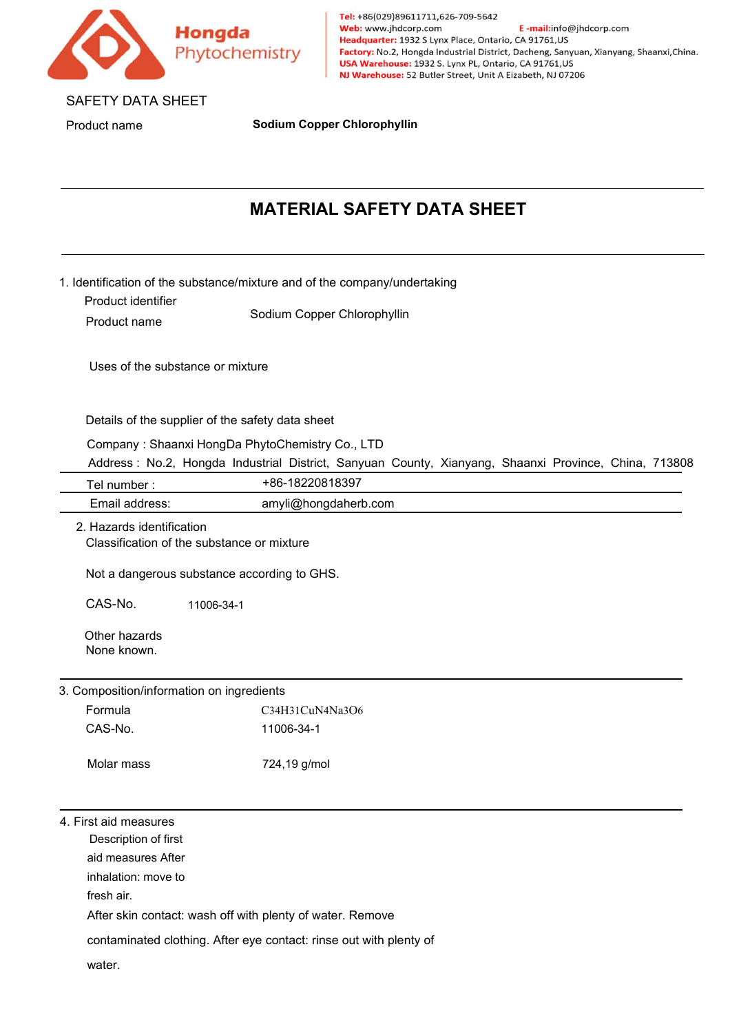Hongda Phytochemistry

Tel: +86(029)89611711,626-709-5642
Web: www.jhdcorp.com E -mail:info@jhdcorp.com
Headquarter: 1932 S Lynx Place, Ontario, CA 91761,US
Factory: No.2, Hongda Industrial District, Dacheng, Sanyuan, Xianyang, Shaanxi,China.
USA Warehouse: 1932 S. Lynx PL, Ontario, CA 91761,US
NJ Warehouse: 52 Butler Street, Unit A Eizabeth, NJ 07206

SAFETY DATA SHEET

Product name **Sodium Copper Chlorophyllin**

# MATERIAL SAFETY DATA SHEET

## 1. Identification of the substance/mixture and of the company/undertaking

Product identifier

Product name Sodium Copper Chlorophyllin

Uses of the substance or mixture

Details of the supplier of the safety data sheet

Company : Shaanxi HongDa PhytoChemistry Co., LTD

Address : No.2, Hongda Industrial District, Sanyuan County, Xianyang, Shaanxi Province, China, 713808

| | |
|---|---|
| Tel number : | +86-18220818397 |
| Email address: | amyli@hongdaherb.com |

## 2. Hazards identification

Classification of the substance or mixture

Not a dangerous substance according to GHS.

CAS-No. 11006-34-1

Other hazards
None known.

## 3. Composition/information on ingredients

| | |
|---|---|
| Formula | $C_{34}H_{31}CuN_4Na_3O_6$ |
| CAS-No. | 11006-34-1 |
| Molar mass | 724,19 g/mol |

## 4. First aid measures

Description of first aid measures After inhalation: move to fresh air.

After skin contact: wash off with plenty of water. Remove contaminated clothing. After eye contact: rinse out with plenty of water.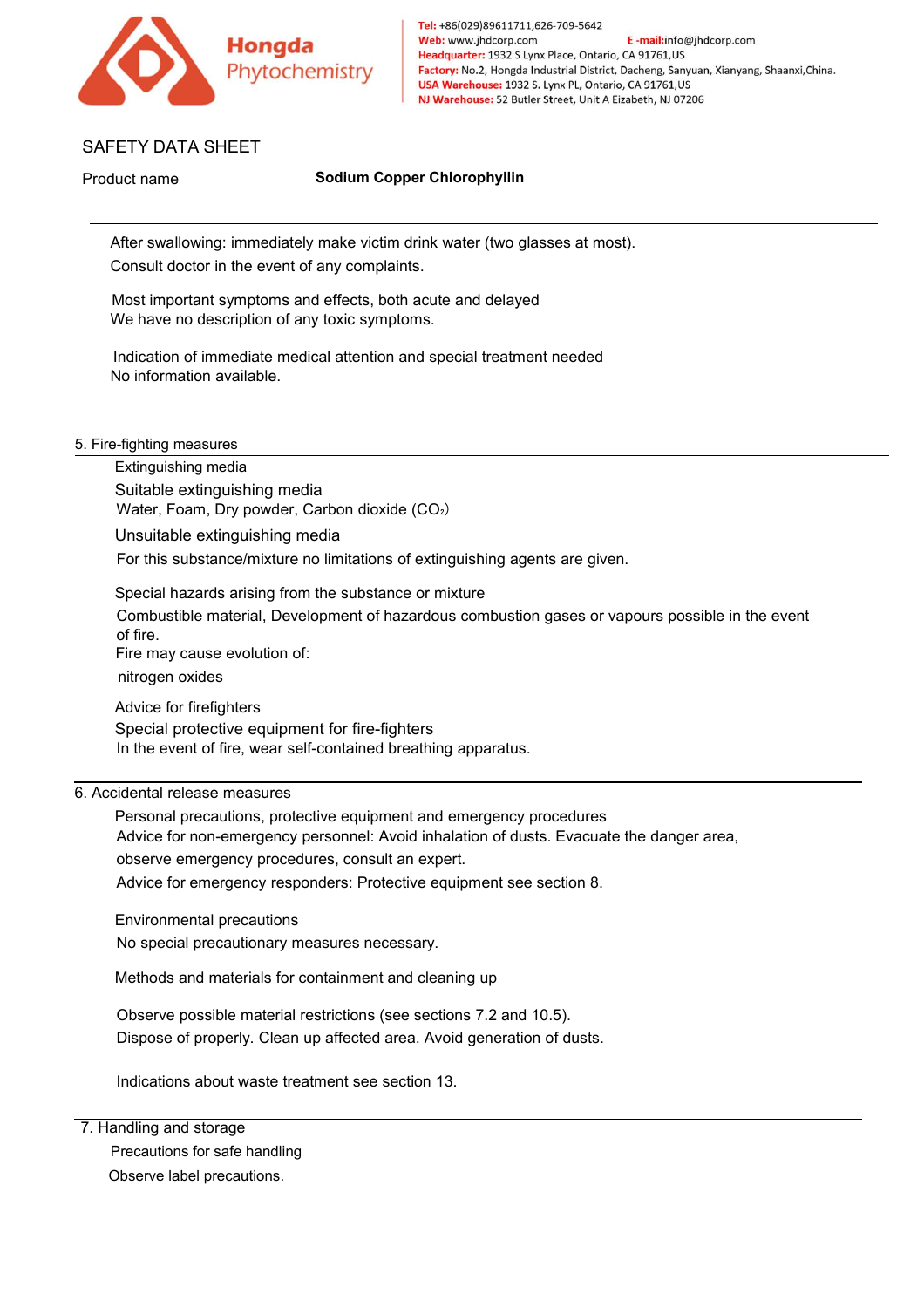SAFETY DATA SHEET

Product name **Sodium Copper Chlorophyllin**

After swallowing: immediately make victim drink water (two glasses at most).
Consult doctor in the event of any complaints.

Most important symptoms and effects, both acute and delayed
We have no description of any toxic symptoms.

Indication of immediate medical attention and special treatment needed
No information available.

## 5. Fire-fighting measures

Extinguishing media

Suitable extinguishing media
Water, Foam, Dry powder, Carbon dioxide ($CO_2$)

Unsuitable extinguishing media
For this substance/mixture no limitations of extinguishing agents are given.

Special hazards arising from the substance or mixture
Combustible material, Development of hazardous combustion gases or vapours possible in the event of fire.
Fire may cause evolution of:
nitrogen oxides

Advice for firefighters
Special protective equipment for fire-fighters
In the event of fire, wear self-contained breathing apparatus.

## 6. Accidental release measures

Personal precautions, protective equipment and emergency procedures
Advice for non-emergency personnel: Avoid inhalation of dusts. Evacuate the danger area, observe emergency procedures, consult an expert.
Advice for emergency responders: Protective equipment see section 8.

Environmental precautions
No special precautionary measures necessary.

Methods and materials for containment and cleaning up

Observe possible material restrictions (see sections 7.2 and 10.5).
Dispose of properly. Clean up affected area. Avoid generation of dusts.

Indications about waste treatment see section 13.

## 7. Handling and storage

Precautions for safe handling
Observe label precautions.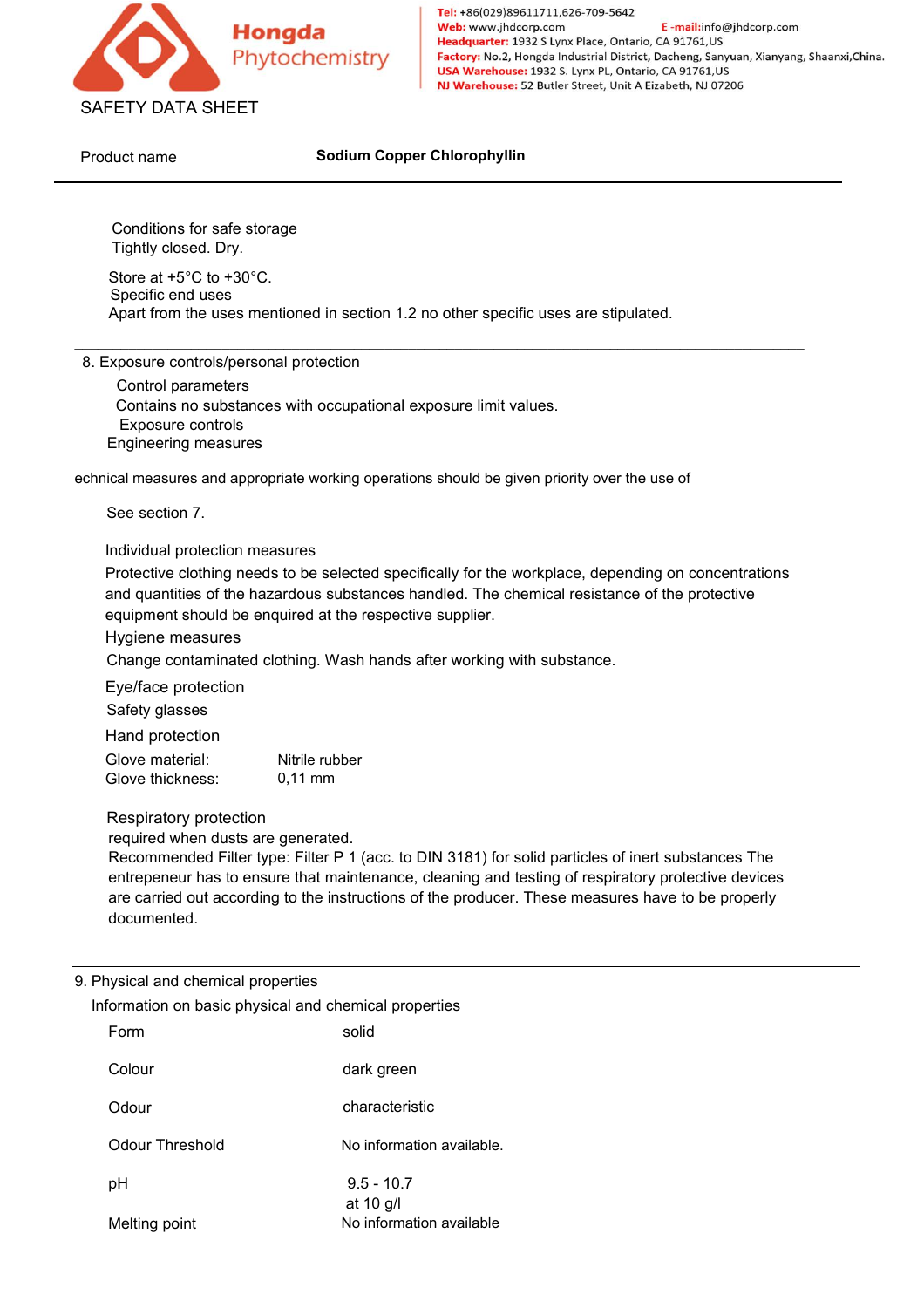SAFETY DATA SHEET

Product name **Sodium Copper Chlorophyllin**

Conditions for safe storage
Tightly closed. Dry.

Store at +5°C to +30°C.
Specific end uses
Apart from the uses mentioned in section 1.2 no other specific uses are stipulated.

## 8. Exposure controls/personal protection

Control parameters
Contains no substances with occupational exposure limit values.
Exposure controls
Engineering measures

echnical measures and appropriate working operations should be given priority over the use of

See section 7.

Individual protection measures
Protective clothing needs to be selected specifically for the workplace, depending on concentrations and quantities of the hazardous substances handled. The chemical resistance of the protective equipment should be enquired at the respective supplier.
Hygiene measures
Change contaminated clothing. Wash hands after working with substance.

Eye/face protection
Safety glasses

Hand protection

| | |
|---|---|
| Glove material: | Nitrile rubber |
| Glove thickness: | 0,11 mm |

Respiratory protection
required when dusts are generated.
Recommended Filter type: Filter P 1 (acc. to DIN 3181) for solid particles of inert substances The entrepeneur has to ensure that maintenance, cleaning and testing of respiratory protective devices are carried out according to the instructions of the producer. These measures have to be properly documented.

## 9. Physical and chemical properties

Information on basic physical and chemical properties

| | |
|---|---|
| Form | solid |
| Colour | dark green |
| Odour | characteristic |
| Odour Threshold | No information available. |
| pH | 9.5 - 10.7 at 10 g/l |
| Melting point | No information available |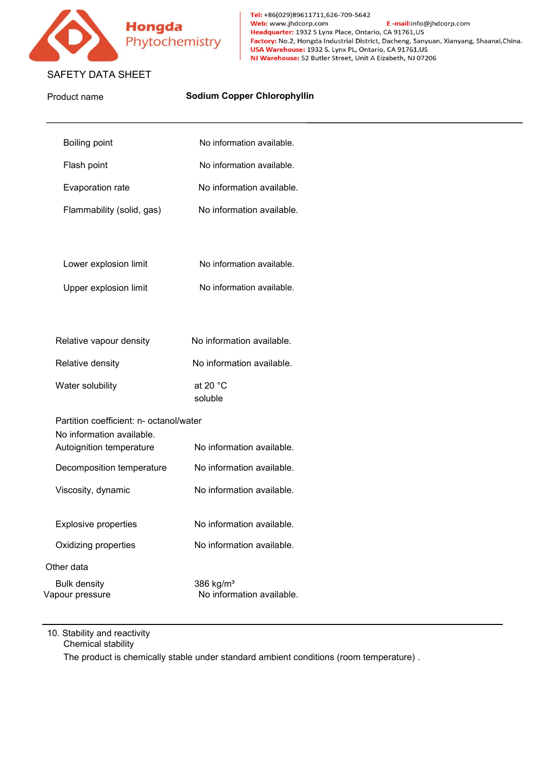SAFETY DATA SHEET

| Product name | **Sodium Copper Chlorophyllin** |
|---|---|

| | |
|---|---|
| Boiling point | No information available. |
| Flash point | No information available. |
| Evaporation rate | No information available. |
| Flammability (solid, gas) | No information available. |
| Lower explosion limit | No information available. |
| Upper explosion limit | No information available. |
| Relative vapour density | No information available. |
| Relative density | No information available. |
| Water solubility | at 20 °C soluble |

Partition coefficient: n- octanol/water
No information available.

| | |
|---|---|
| Autoignition temperature | No information available. |
| Decomposition temperature | No information available. |
| Viscosity, dynamic | No information available. |
| Explosive properties | No information available. |
| Oxidizing properties | No information available. |

Other data

| | |
|---|---|
| Bulk density | 386 kg/m³ |
| Vapour pressure | No information available. |

## 10. Stability and reactivity

Chemical stability

The product is chemically stable under standard ambient conditions (room temperature) .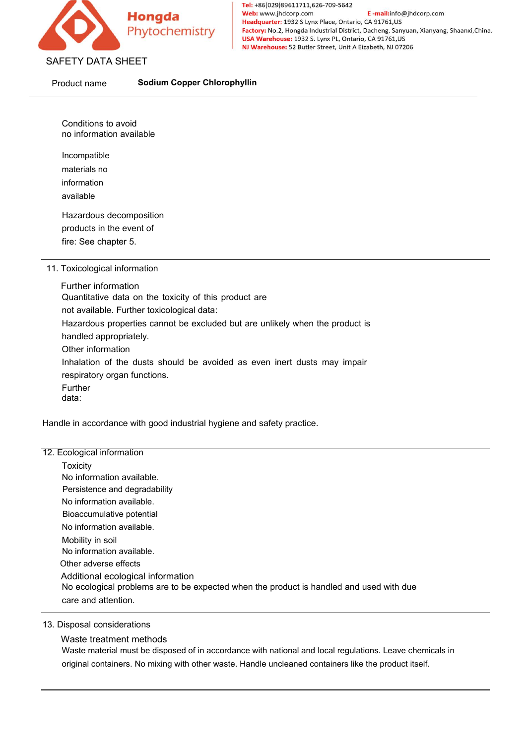SAFETY DATA SHEET

Product name **Sodium Copper Chlorophyllin**

Conditions to avoid
no information available

Incompatible materials no information available

Hazardous decomposition products in the event of fire: See chapter 5.

## 11. Toxicological information

### Further information

Quantitative data on the toxicity of this product are not available. Further toxicological data:

Hazardous properties cannot be excluded but are unlikely when the product is handled appropriately.

Other information

Inhalation of the dusts should be avoided as even inert dusts may impair respiratory organ functions.

Further data:

Handle in accordance with good industrial hygiene and safety practice.

## 12. Ecological information

Toxicity
No information available.

Persistence and degradability
No information available.

Bioaccumulative potential
No information available.

Mobility in soil
No information available.

Other adverse effects

### Additional ecological information

No ecological problems are to be expected when the product is handled and used with due care and attention.

## 13. Disposal considerations

### Waste treatment methods

Waste material must be disposed of in accordance with national and local regulations. Leave chemicals in original containers. No mixing with other waste. Handle uncleaned containers like the product itself.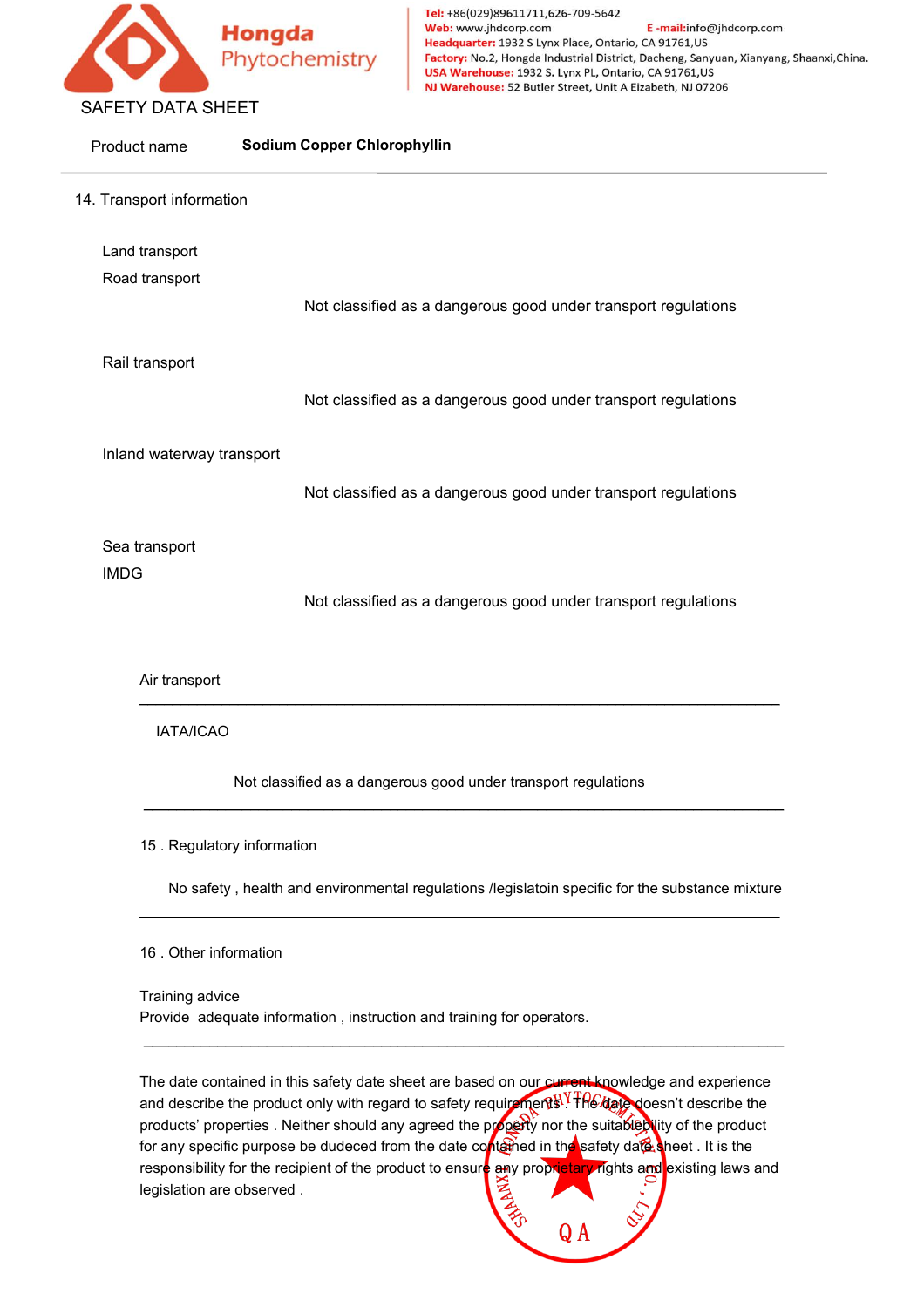SAFETY DATA SHEET

Product name **Sodium Copper Chlorophyllin**

## 14. Transport information

Land transport

Road transport

Not classified as a dangerous good under transport regulations

Rail transport

Not classified as a dangerous good under transport regulations

Inland waterway transport

Not classified as a dangerous good under transport regulations

Sea transport

IMDG

Not classified as a dangerous good under transport regulations

Air transport

IATA/ICAO

Not classified as a dangerous good under transport regulations

## 15 . Regulatory information

No safety , health and environmental regulations /legislatoin specific for the substance mixture

## 16 . Other information

Training advice

Provide adequate information , instruction and training for operators.

The date contained in this safety date sheet are based on our current knowledge and experience and describe the product only with regard to safety requirements . The date doesn't describe the products' properties . Neither should any agreed the property nor the suitablebility of the product for any specific purpose be duduced from the date contained in the safety date sheet . It is the responsibility for the recipient of the product to ensure any proprietary rights and existing laws and legislation are observed .

SHAANXI HONGDA PHYTOCHEMISTRY CO., LTD
QA